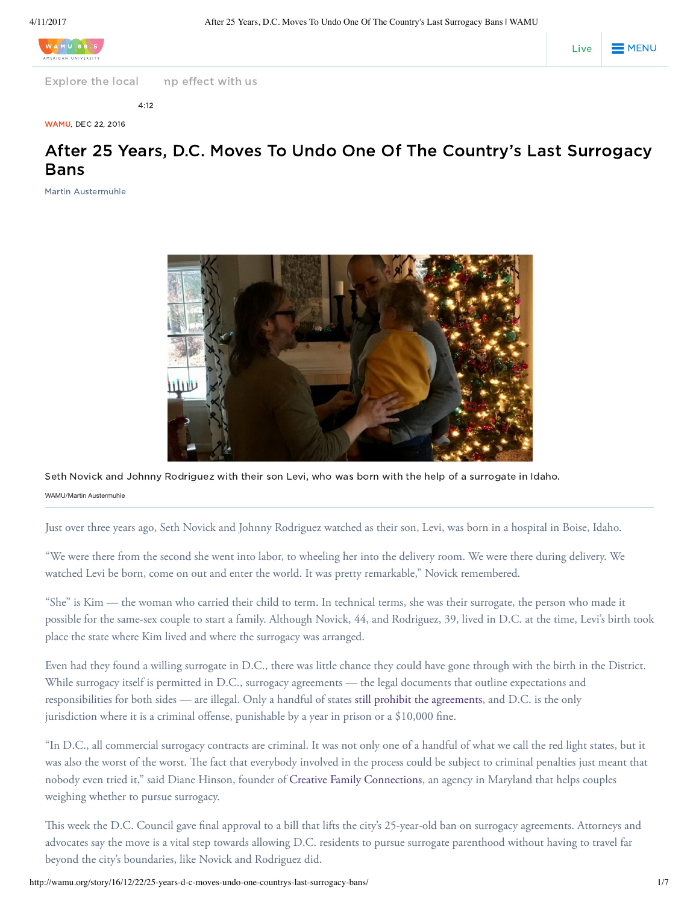WAMU, DEC 22, 2016

# After 25 Years, D.C. Moves To Undo One Of The Country's Last Surrogacy Bans

Martin Austermuhle

Seth Novick and Johnny Rodriguez with their son Levi, who was born with the help of a surrogate in Idaho.

WAMU/Martin Austermuhle

Just over three years ago, Seth Novick and Johnny Rodriguez watched as their son, Levi, was born in a hospital in Boise, Idaho.

"We were there from the second she went into labor, to wheeling her into the delivery room. We were there during delivery. We watched Levi be born, come on out and enter the world. It was pretty remarkable," Novick remembered.

"She" is Kim — the woman who carried their child to term. In technical terms, she was their surrogate, the person who made it possible for the same-sex couple to start a family. Although Novick, 44, and Rodriguez, 39, lived in D.C. at the time, Levi's birth took place the state where Kim lived and where the surrogacy was arranged.

Even had they found a willing surrogate in D.C., there was little chance they could have gone through with the birth in the District. While surrogacy itself is permitted in D.C., surrogacy agreements — the legal documents that outline expectations and responsibilities for both sides — are illegal. Only a handful of states still prohibit the agreements, and D.C. is the only jurisdiction where it is a criminal offense, punishable by a year in prison or a $10,000 fine.

"In D.C., all commercial surrogacy contracts are criminal. It was not only one of a handful of what we call the red light states, but it was also the worst of the worst. The fact that everybody involved in the process could be subject to criminal penalties just meant that nobody even tried it," said Diane Hinson, founder of Creative Family Connections, an agency in Maryland that helps couples weighing whether to pursue surrogacy.

This week the D.C. Council gave final approval to a bill that lifts the city's 25-year-old ban on surrogacy agreements. Attorneys and advocates say the move is a vital step towards allowing D.C. residents to pursue surrogate parenthood without having to travel far beyond the city's boundaries, like Novick and Rodriguez did.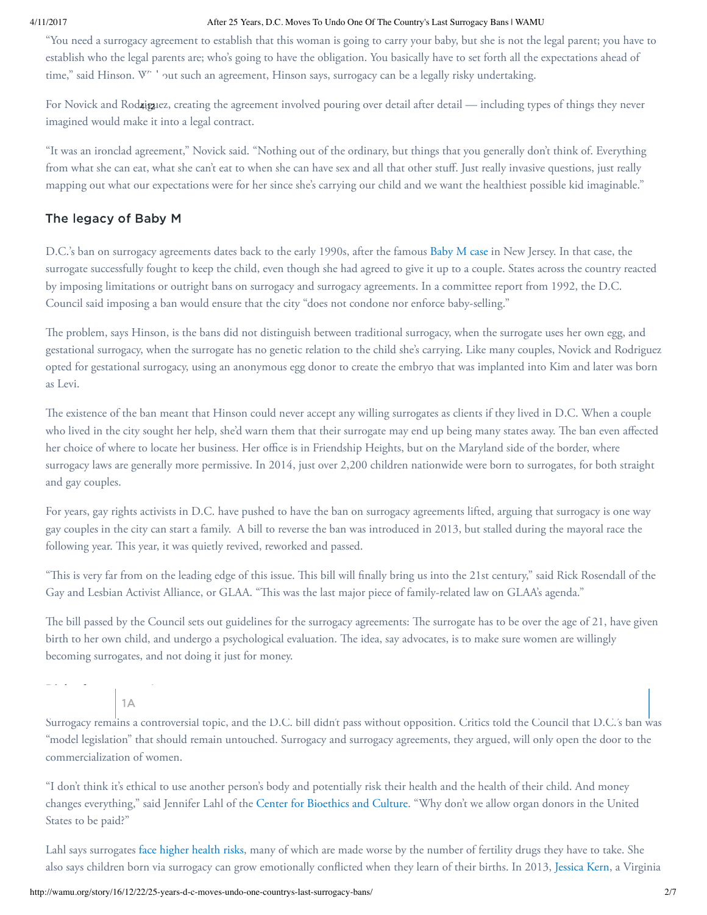"You need a surrogacy agreement to establish that this woman is going to carry your baby, but she is not the legal parent; you have to establish who the legal parents are; who's going to have the obligation. You basically have to set forth all the expectations ahead of time," said Hinson. Without such an agreement, Hinson says, surrogacy can be a legally risky undertaking.

For Novick and Rodriguez, creating the agreement involved pouring over detail after detail — including types of things they never imagined would make it into a legal contract.

"It was an ironclad agreement," Novick said. "Nothing out of the ordinary, but things that you generally don't think of. Everything from what she can eat, what she can't eat to when she can have sex and all that other stuff. Just really invasive questions, just really mapping out what our expectations were for her since she's carrying our child and we want the healthiest possible kid imaginable."

## The legacy of Baby M

D.C.'s ban on surrogacy agreements dates back to the early 1990s, after the famous Baby M case in New Jersey. In that case, the surrogate successfully fought to keep the child, even though she had agreed to give it up to a couple. States across the country reacted by imposing limitations or outright bans on surrogacy and surrogacy agreements. In a committee report from 1992, the D.C. Council said imposing a ban would ensure that the city "does not condone nor enforce baby-selling."

The problem, says Hinson, is the bans did not distinguish between traditional surrogacy, when the surrogate uses her own egg, and gestational surrogacy, when the surrogate has no genetic relation to the child she's carrying. Like many couples, Novick and Rodriguez opted for gestational surrogacy, using an anonymous egg donor to create the embryo that was implanted into Kim and later was born as Levi.

The existence of the ban meant that Hinson could never accept any willing surrogates as clients if they lived in D.C. When a couple who lived in the city sought her help, she'd warn them that their surrogate may end up being many states away. The ban even affected her choice of where to locate her business. Her office is in Friendship Heights, but on the Maryland side of the border, where surrogacy laws are generally more permissive. In 2014, just over 2,200 children nationwide were born to surrogates, for both straight and gay couples.

For years, gay rights activists in D.C. have pushed to have the ban on surrogacy agreements lifted, arguing that surrogacy is one way gay couples in the city can start a family. A bill to reverse the ban was introduced in 2013, but stalled during the mayoral race the following year. This year, it was quietly revived, reworked and passed.

"This is very far from on the leading edge of this issue. This bill will finally bring us into the 21st century," said Rick Rosendall of the Gay and Lesbian Activist Alliance, or GLAA. "This was the last major piece of family-related law on GLAA's agenda."

The bill passed by the Council sets out guidelines for the surrogacy agreements: The surrogate has to be over the age of 21, have given birth to her own child, and undergo a psychological evaluation. The idea, say advocates, is to make sure women are willingly becoming surrogates, and not doing it just for money.

Surrogacy remains a controversial topic, and the D.C. bill didn't pass without opposition. Critics told the Council that D.C.'s ban was "model legislation" that should remain untouched. Surrogacy and surrogacy agreements, they argued, will only open the door to the commercialization of women.

"I don't think it's ethical to use another person's body and potentially risk their health and the health of their child. And money changes everything," said Jennifer Lahl of the Center for Bioethics and Culture. "Why don't we allow organ donors in the United States to be paid?"

Lahl says surrogates face higher health risks, many of which are made worse by the number of fertility drugs they have to take. She also says children born via surrogacy can grow emotionally conflicted when they learn of their births. In 2013, Jessica Kern, a Virginia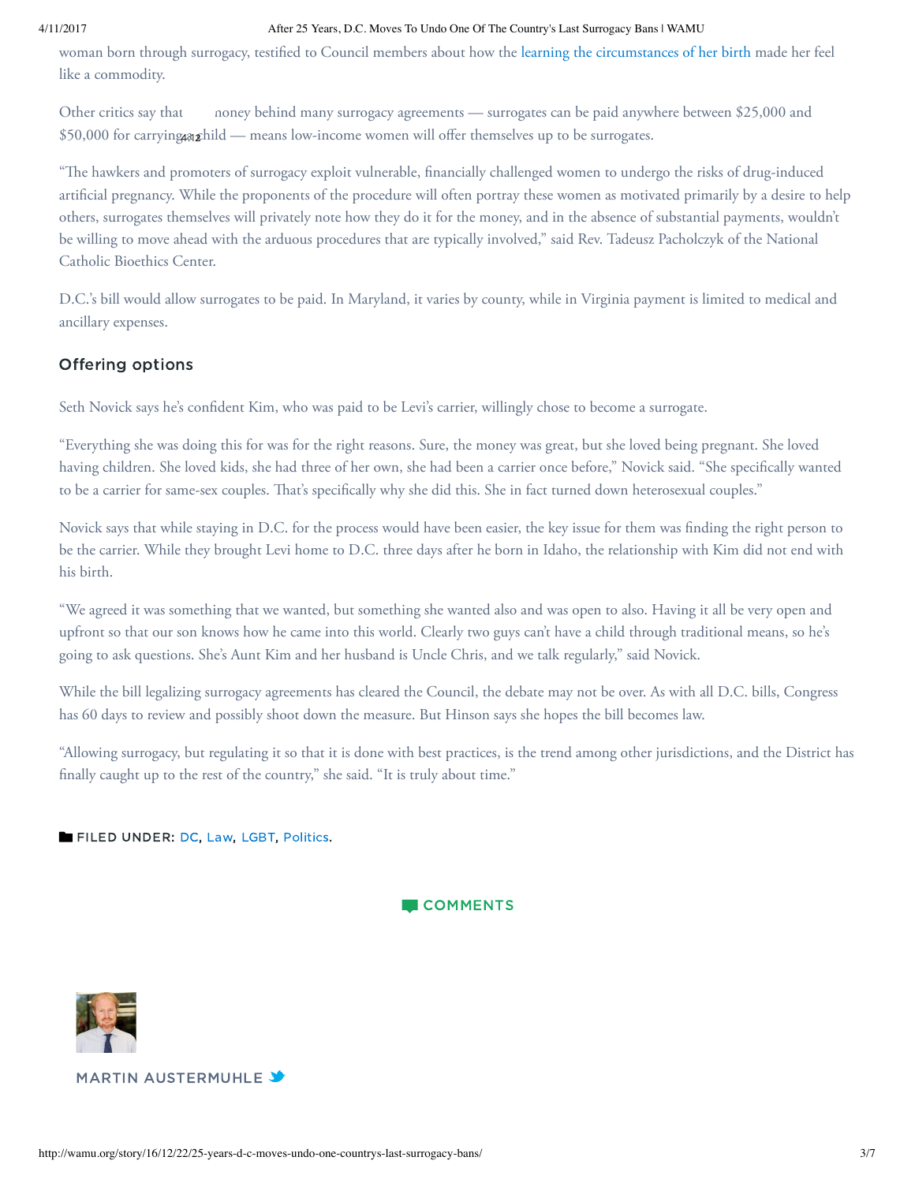woman born through surrogacy, testified to Council members about how the learning the circumstances of her birth made her feel like a commodity.

Other critics say that money behind many surrogacy agreements — surrogates can be paid anywhere between $25,000 and $50,000 for carrying a child — means low-income women will offer themselves up to be surrogates.

"The hawkers and promoters of surrogacy exploit vulnerable, financially challenged women to undergo the risks of drug-induced artificial pregnancy. While the proponents of the procedure will often portray these women as motivated primarily by a desire to help others, surrogates themselves will privately note how they do it for the money, and in the absence of substantial payments, wouldn't be willing to move ahead with the arduous procedures that are typically involved," said Rev. Tadeusz Pacholczyk of the National Catholic Bioethics Center.

D.C.'s bill would allow surrogates to be paid. In Maryland, it varies by county, while in Virginia payment is limited to medical and ancillary expenses.

## Offering options

Seth Novick says he's confident Kim, who was paid to be Levi's carrier, willingly chose to become a surrogate.

"Everything she was doing this for was for the right reasons. Sure, the money was great, but she loved being pregnant. She loved having children. She loved kids, she had three of her own, she had been a carrier once before," Novick said. "She specifically wanted to be a carrier for same-sex couples. That's specifically why she did this. She in fact turned down heterosexual couples."

Novick says that while staying in D.C. for the process would have been easier, the key issue for them was finding the right person to be the carrier. While they brought Levi home to D.C. three days after he born in Idaho, the relationship with Kim did not end with his birth.

"We agreed it was something that we wanted, but something she wanted also and was open to also. Having it all be very open and upfront so that our son knows how he came into this world. Clearly two guys can't have a child through traditional means, so he's going to ask questions. She's Aunt Kim and her husband is Uncle Chris, and we talk regularly," said Novick.

While the bill legalizing surrogacy agreements has cleared the Council, the debate may not be over. As with all D.C. bills, Congress has 60 days to review and possibly shoot down the measure. But Hinson says she hopes the bill becomes law.

"Allowing surrogacy, but regulating it so that it is done with best practices, is the trend among other jurisdictions, and the District has finally caught up to the rest of the country," she said. "It is truly about time."

FILED UNDER: DC, Law, LGBT, Politics.

COMMENTS

MARTIN AUSTERMUHLE